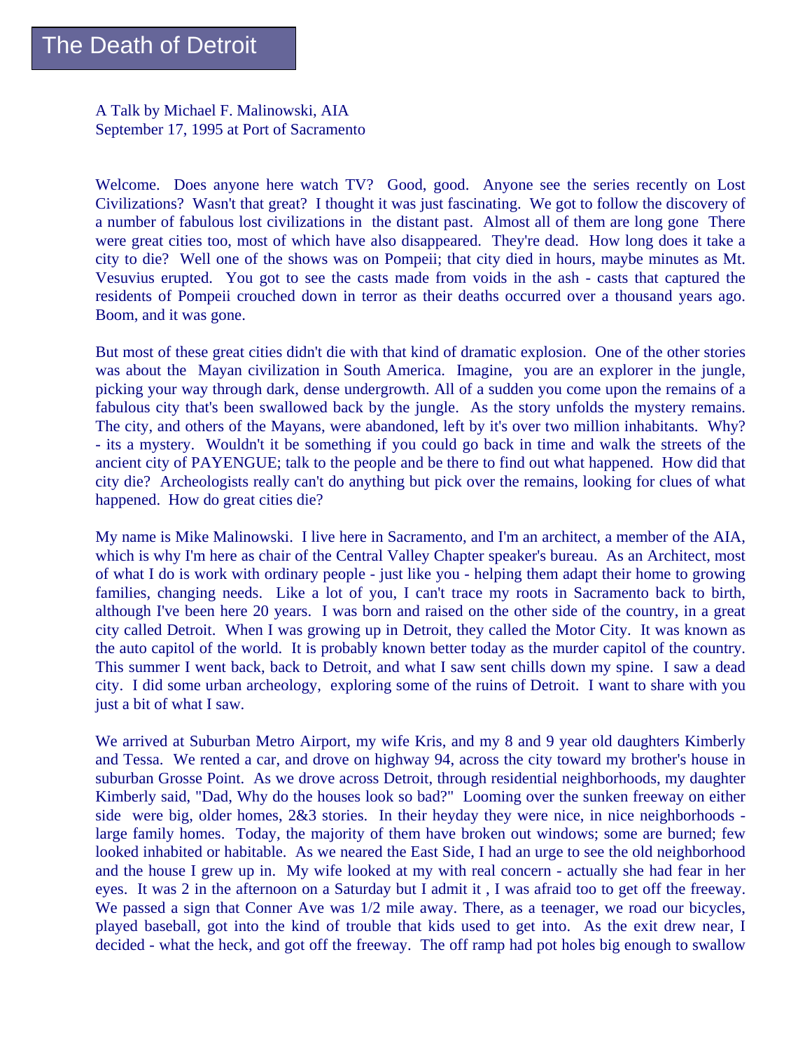# The Death of Detroit

A Talk by Michael F. Malinowski, AIA
September 17, 1995 at Port of Sacramento

Welcome. Does anyone here watch TV? Good, good. Anyone see the series recently on Lost Civilizations? Wasn't that great? I thought it was just fascinating. We got to follow the discovery of a number of fabulous lost civilizations in the distant past. Almost all of them are long gone There were great cities too, most of which have also disappeared. They're dead. How long does it take a city to die? Well one of the shows was on Pompeii; that city died in hours, maybe minutes as Mt. Vesuvius erupted. You got to see the casts made from voids in the ash - casts that captured the residents of Pompeii crouched down in terror as their deaths occurred over a thousand years ago. Boom, and it was gone.

But most of these great cities didn't die with that kind of dramatic explosion. One of the other stories was about the Mayan civilization in South America. Imagine, you are an explorer in the jungle, picking your way through dark, dense undergrowth. All of a sudden you come upon the remains of a fabulous city that's been swallowed back by the jungle. As the story unfolds the mystery remains. The city, and others of the Mayans, were abandoned, left by it's over two million inhabitants. Why? - its a mystery. Wouldn't it be something if you could go back in time and walk the streets of the ancient city of PAYENGUE; talk to the people and be there to find out what happened. How did that city die? Archeologists really can't do anything but pick over the remains, looking for clues of what happened. How do great cities die?

My name is Mike Malinowski. I live here in Sacramento, and I'm an architect, a member of the AIA, which is why I'm here as chair of the Central Valley Chapter speaker's bureau. As an Architect, most of what I do is work with ordinary people - just like you - helping them adapt their home to growing families, changing needs. Like a lot of you, I can't trace my roots in Sacramento back to birth, although I've been here 20 years. I was born and raised on the other side of the country, in a great city called Detroit. When I was growing up in Detroit, they called the Motor City. It was known as the auto capitol of the world. It is probably known better today as the murder capitol of the country. This summer I went back, back to Detroit, and what I saw sent chills down my spine. I saw a dead city. I did some urban archeology, exploring some of the ruins of Detroit. I want to share with you just a bit of what I saw.

We arrived at Suburban Metro Airport, my wife Kris, and my 8 and 9 year old daughters Kimberly and Tessa. We rented a car, and drove on highway 94, across the city toward my brother's house in suburban Grosse Point. As we drove across Detroit, through residential neighborhoods, my daughter Kimberly said, "Dad, Why do the houses look so bad?" Looming over the sunken freeway on either side were big, older homes, 2&3 stories. In their heyday they were nice, in nice neighborhoods - large family homes. Today, the majority of them have broken out windows; some are burned; few looked inhabited or habitable. As we neared the East Side, I had an urge to see the old neighborhood and the house I grew up in. My wife looked at my with real concern - actually she had fear in her eyes. It was 2 in the afternoon on a Saturday but I admit it , I was afraid too to get off the freeway. We passed a sign that Conner Ave was 1/2 mile away. There, as a teenager, we road our bicycles, played baseball, got into the kind of trouble that kids used to get into. As the exit drew near, I decided - what the heck, and got off the freeway. The off ramp had pot holes big enough to swallow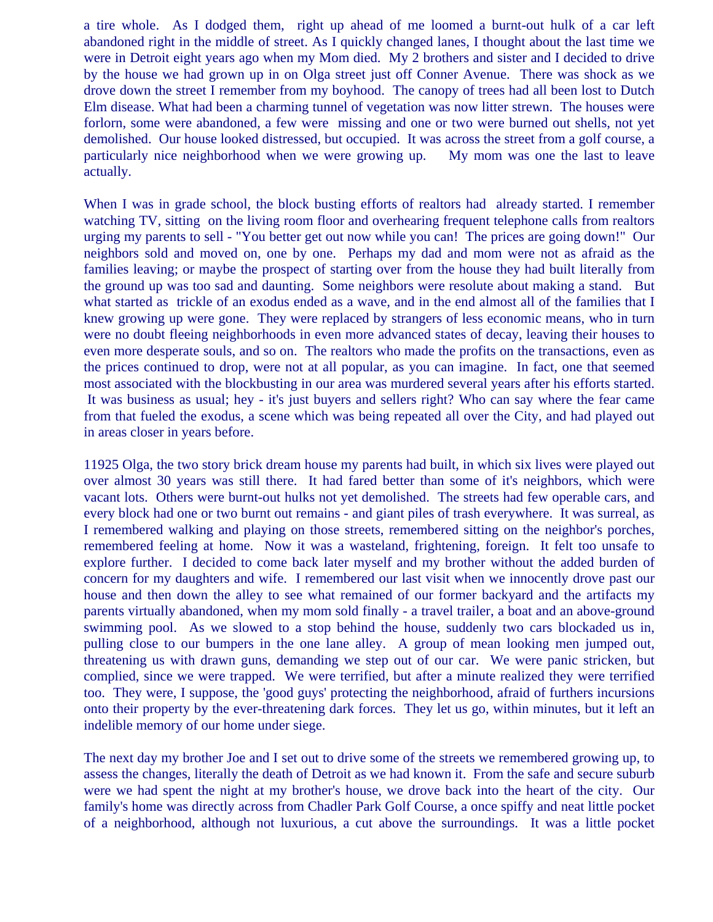a tire whole. As I dodged them, right up ahead of me loomed a burnt-out hulk of a car left abandoned right in the middle of street. As I quickly changed lanes, I thought about the last time we were in Detroit eight years ago when my Mom died. My 2 brothers and sister and I decided to drive by the house we had grown up in on Olga street just off Conner Avenue. There was shock as we drove down the street I remember from my boyhood. The canopy of trees had all been lost to Dutch Elm disease. What had been a charming tunnel of vegetation was now litter strewn. The houses were forlorn, some were abandoned, a few were missing and one or two were burned out shells, not yet demolished. Our house looked distressed, but occupied. It was across the street from a golf course, a particularly nice neighborhood when we were growing up. My mom was one the last to leave actually.

When I was in grade school, the block busting efforts of realtors had already started. I remember watching TV, sitting on the living room floor and overhearing frequent telephone calls from realtors urging my parents to sell - "You better get out now while you can! The prices are going down!" Our neighbors sold and moved on, one by one. Perhaps my dad and mom were not as afraid as the families leaving; or maybe the prospect of starting over from the house they had built literally from the ground up was too sad and daunting. Some neighbors were resolute about making a stand. But what started as trickle of an exodus ended as a wave, and in the end almost all of the families that I knew growing up were gone. They were replaced by strangers of less economic means, who in turn were no doubt fleeing neighborhoods in even more advanced states of decay, leaving their houses to even more desperate souls, and so on. The realtors who made the profits on the transactions, even as the prices continued to drop, were not at all popular, as you can imagine. In fact, one that seemed most associated with the blockbusting in our area was murdered several years after his efforts started. It was business as usual; hey - it's just buyers and sellers right? Who can say where the fear came from that fueled the exodus, a scene which was being repeated all over the City, and had played out in areas closer in years before.

11925 Olga, the two story brick dream house my parents had built, in which six lives were played out over almost 30 years was still there. It had fared better than some of it's neighbors, which were vacant lots. Others were burnt-out hulks not yet demolished. The streets had few operable cars, and every block had one or two burnt out remains - and giant piles of trash everywhere. It was surreal, as I remembered walking and playing on those streets, remembered sitting on the neighbor's porches, remembered feeling at home. Now it was a wasteland, frightening, foreign. It felt too unsafe to explore further. I decided to come back later myself and my brother without the added burden of concern for my daughters and wife. I remembered our last visit when we innocently drove past our house and then down the alley to see what remained of our former backyard and the artifacts my parents virtually abandoned, when my mom sold finally - a travel trailer, a boat and an above-ground swimming pool. As we slowed to a stop behind the house, suddenly two cars blockaded us in, pulling close to our bumpers in the one lane alley. A group of mean looking men jumped out, threatening us with drawn guns, demanding we step out of our car. We were panic stricken, but complied, since we were trapped. We were terrified, but after a minute realized they were terrified too. They were, I suppose, the 'good guys' protecting the neighborhood, afraid of furthers incursions onto their property by the ever-threatening dark forces. They let us go, within minutes, but it left an indelible memory of our home under siege.

The next day my brother Joe and I set out to drive some of the streets we remembered growing up, to assess the changes, literally the death of Detroit as we had known it. From the safe and secure suburb were we had spent the night at my brother's house, we drove back into the heart of the city. Our family's home was directly across from Chadler Park Golf Course, a once spiffy and neat little pocket of a neighborhood, although not luxurious, a cut above the surroundings. It was a little pocket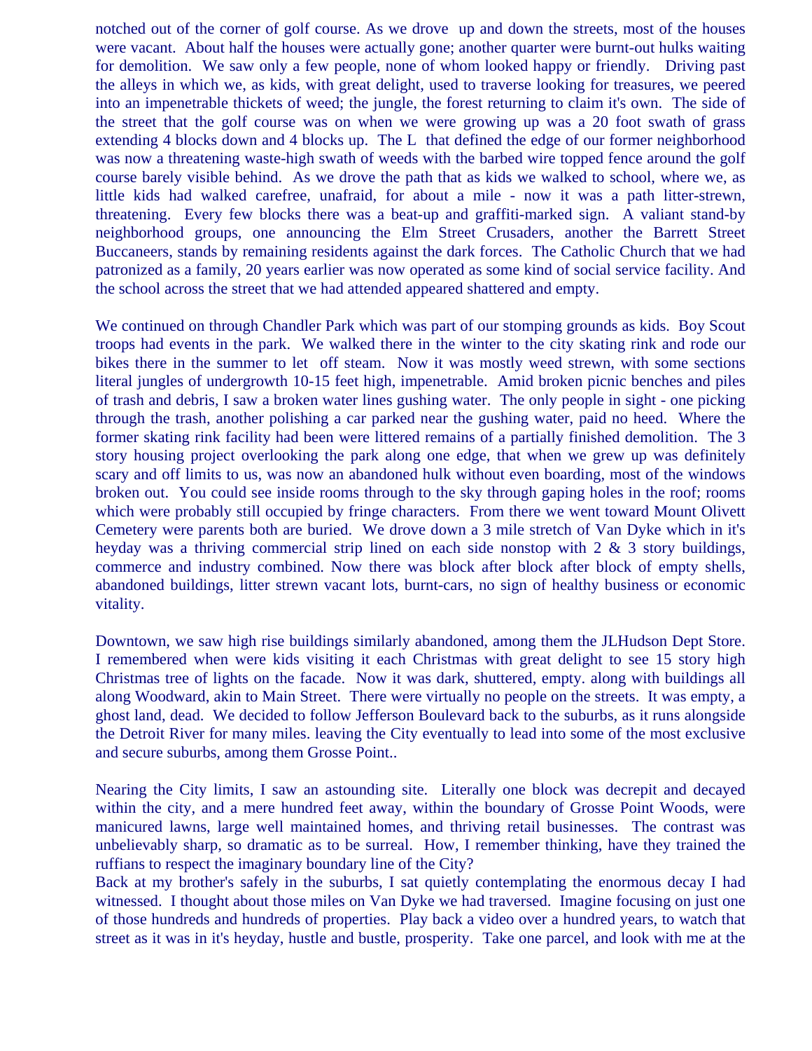notched out of the corner of golf course. As we drove up and down the streets, most of the houses were vacant. About half the houses were actually gone; another quarter were burnt-out hulks waiting for demolition. We saw only a few people, none of whom looked happy or friendly. Driving past the alleys in which we, as kids, with great delight, used to traverse looking for treasures, we peered into an impenetrable thickets of weed; the jungle, the forest returning to claim it's own. The side of the street that the golf course was on when we were growing up was a 20 foot swath of grass extending 4 blocks down and 4 blocks up. The L that defined the edge of our former neighborhood was now a threatening waste-high swath of weeds with the barbed wire topped fence around the golf course barely visible behind. As we drove the path that as kids we walked to school, where we, as little kids had walked carefree, unafraid, for about a mile - now it was a path litter-strewn, threatening. Every few blocks there was a beat-up and graffiti-marked sign. A valiant stand-by neighborhood groups, one announcing the Elm Street Crusaders, another the Barrett Street Buccaneers, stands by remaining residents against the dark forces. The Catholic Church that we had patronized as a family, 20 years earlier was now operated as some kind of social service facility. And the school across the street that we had attended appeared shattered and empty.

We continued on through Chandler Park which was part of our stomping grounds as kids. Boy Scout troops had events in the park. We walked there in the winter to the city skating rink and rode our bikes there in the summer to let off steam. Now it was mostly weed strewn, with some sections literal jungles of undergrowth 10-15 feet high, impenetrable. Amid broken picnic benches and piles of trash and debris, I saw a broken water lines gushing water. The only people in sight - one picking through the trash, another polishing a car parked near the gushing water, paid no heed. Where the former skating rink facility had been were littered remains of a partially finished demolition. The 3 story housing project overlooking the park along one edge, that when we grew up was definitely scary and off limits to us, was now an abandoned hulk without even boarding, most of the windows broken out. You could see inside rooms through to the sky through gaping holes in the roof; rooms which were probably still occupied by fringe characters. From there we went toward Mount Olivett Cemetery were parents both are buried. We drove down a 3 mile stretch of Van Dyke which in it's heyday was a thriving commercial strip lined on each side nonstop with 2 & 3 story buildings, commerce and industry combined. Now there was block after block after block of empty shells, abandoned buildings, litter strewn vacant lots, burnt-cars, no sign of healthy business or economic vitality.

Downtown, we saw high rise buildings similarly abandoned, among them the JLHudson Dept Store. I remembered when were kids visiting it each Christmas with great delight to see 15 story high Christmas tree of lights on the facade. Now it was dark, shuttered, empty. along with buildings all along Woodward, akin to Main Street. There were virtually no people on the streets. It was empty, a ghost land, dead. We decided to follow Jefferson Boulevard back to the suburbs, as it runs alongside the Detroit River for many miles. leaving the City eventually to lead into some of the most exclusive and secure suburbs, among them Grosse Point..

Nearing the City limits, I saw an astounding site. Literally one block was decrepit and decayed within the city, and a mere hundred feet away, within the boundary of Grosse Point Woods, were manicured lawns, large well maintained homes, and thriving retail businesses. The contrast was unbelievably sharp, so dramatic as to be surreal. How, I remember thinking, have they trained the ruffians to respect the imaginary boundary line of the City?
Back at my brother's safely in the suburbs, I sat quietly contemplating the enormous decay I had witnessed. I thought about those miles on Van Dyke we had traversed. Imagine focusing on just one of those hundreds and hundreds of properties. Play back a video over a hundred years, to watch that street as it was in it's heyday, hustle and bustle, prosperity. Take one parcel, and look with me at the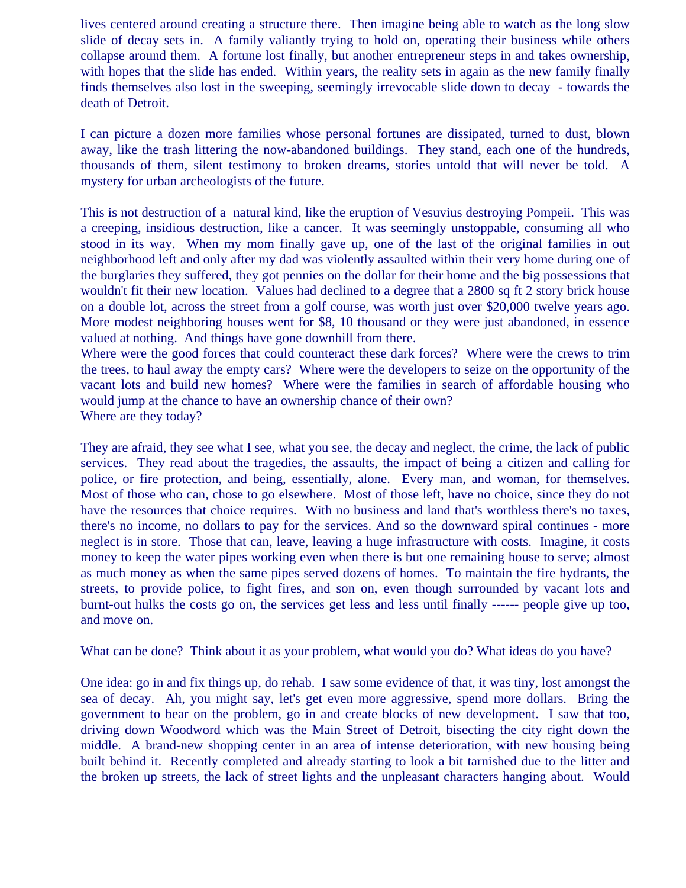lives centered around creating a structure there. Then imagine being able to watch as the long slow slide of decay sets in. A family valiantly trying to hold on, operating their business while others collapse around them. A fortune lost finally, but another entrepreneur steps in and takes ownership, with hopes that the slide has ended. Within years, the reality sets in again as the new family finally finds themselves also lost in the sweeping, seemingly irrevocable slide down to decay - towards the death of Detroit.

I can picture a dozen more families whose personal fortunes are dissipated, turned to dust, blown away, like the trash littering the now-abandoned buildings. They stand, each one of the hundreds, thousands of them, silent testimony to broken dreams, stories untold that will never be told. A mystery for urban archeologists of the future.

This is not destruction of a natural kind, like the eruption of Vesuvius destroying Pompeii. This was a creeping, insidious destruction, like a cancer. It was seemingly unstoppable, consuming all who stood in its way. When my mom finally gave up, one of the last of the original families in out neighborhood left and only after my dad was violently assaulted within their very home during one of the burglaries they suffered, they got pennies on the dollar for their home and the big possessions that wouldn't fit their new location. Values had declined to a degree that a 2800 sq ft 2 story brick house on a double lot, across the street from a golf course, was worth just over $20,000 twelve years ago. More modest neighboring houses went for $8, 10 thousand or they were just abandoned, in essence valued at nothing. And things have gone downhill from there.
Where were the good forces that could counteract these dark forces? Where were the crews to trim the trees, to haul away the empty cars? Where were the developers to seize on the opportunity of the vacant lots and build new homes? Where were the families in search of affordable housing who would jump at the chance to have an ownership chance of their own?
Where are they today?

They are afraid, they see what I see, what you see, the decay and neglect, the crime, the lack of public services. They read about the tragedies, the assaults, the impact of being a citizen and calling for police, or fire protection, and being, essentially, alone. Every man, and woman, for themselves. Most of those who can, chose to go elsewhere. Most of those left, have no choice, since they do not have the resources that choice requires. With no business and land that's worthless there's no taxes, there's no income, no dollars to pay for the services. And so the downward spiral continues - more neglect is in store. Those that can, leave, leaving a huge infrastructure with costs. Imagine, it costs money to keep the water pipes working even when there is but one remaining house to serve; almost as much money as when the same pipes served dozens of homes. To maintain the fire hydrants, the streets, to provide police, to fight fires, and son on, even though surrounded by vacant lots and burnt-out hulks the costs go on, the services get less and less until finally ------ people give up too, and move on.

What can be done? Think about it as your problem, what would you do? What ideas do you have?

One idea: go in and fix things up, do rehab. I saw some evidence of that, it was tiny, lost amongst the sea of decay. Ah, you might say, let's get even more aggressive, spend more dollars. Bring the government to bear on the problem, go in and create blocks of new development. I saw that too, driving down Woodword which was the Main Street of Detroit, bisecting the city right down the middle. A brand-new shopping center in an area of intense deterioration, with new housing being built behind it. Recently completed and already starting to look a bit tarnished due to the litter and the broken up streets, the lack of street lights and the unpleasant characters hanging about. Would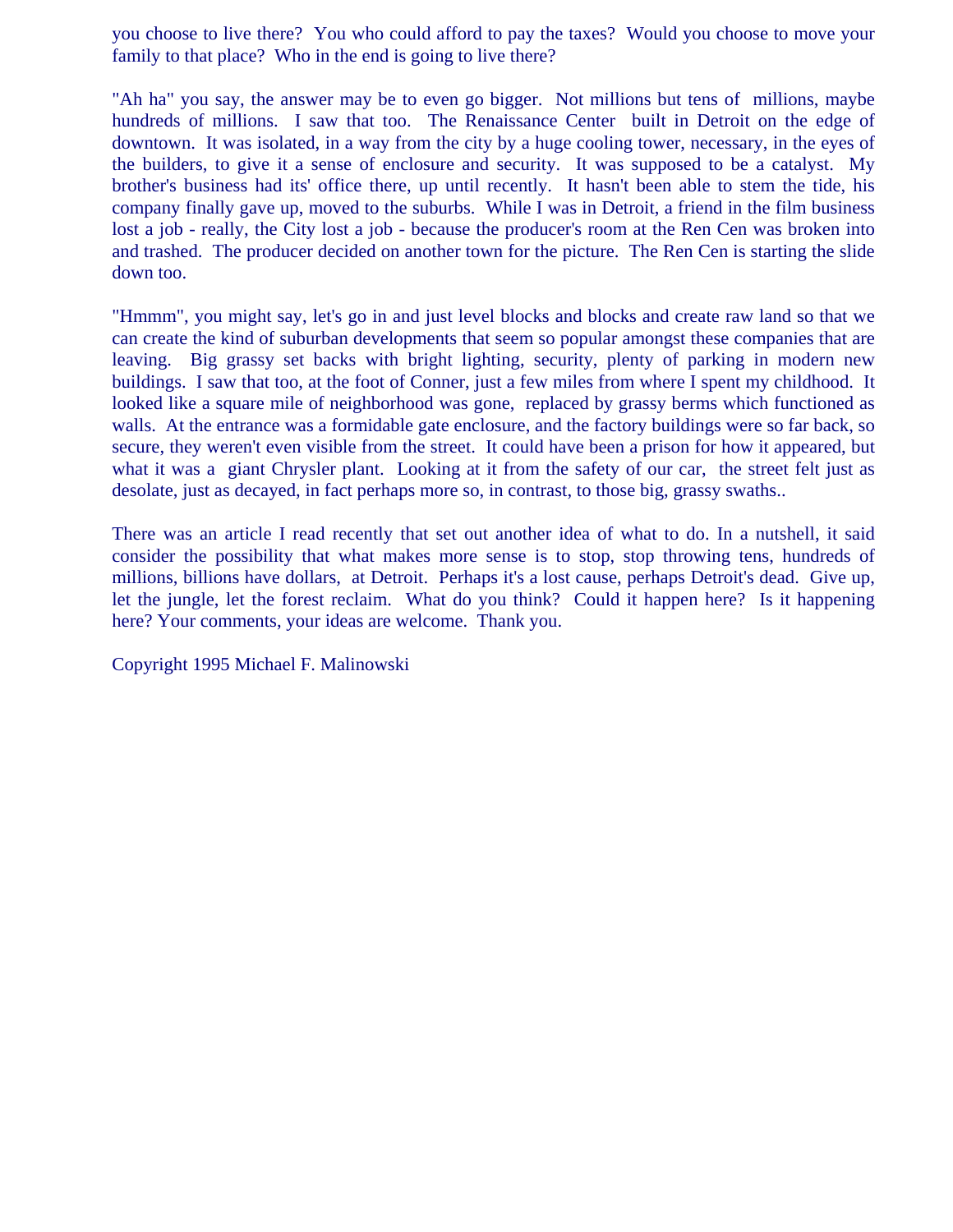you choose to live there? You who could afford to pay the taxes? Would you choose to move your family to that place? Who in the end is going to live there?

"Ah ha" you say, the answer may be to even go bigger. Not millions but tens of millions, maybe hundreds of millions. I saw that too. The Renaissance Center built in Detroit on the edge of downtown. It was isolated, in a way from the city by a huge cooling tower, necessary, in the eyes of the builders, to give it a sense of enclosure and security. It was supposed to be a catalyst. My brother's business had its' office there, up until recently. It hasn't been able to stem the tide, his company finally gave up, moved to the suburbs. While I was in Detroit, a friend in the film business lost a job - really, the City lost a job - because the producer's room at the Ren Cen was broken into and trashed. The producer decided on another town for the picture. The Ren Cen is starting the slide down too.

"Hmmm", you might say, let's go in and just level blocks and blocks and create raw land so that we can create the kind of suburban developments that seem so popular amongst these companies that are leaving. Big grassy set backs with bright lighting, security, plenty of parking in modern new buildings. I saw that too, at the foot of Conner, just a few miles from where I spent my childhood. It looked like a square mile of neighborhood was gone, replaced by grassy berms which functioned as walls. At the entrance was a formidable gate enclosure, and the factory buildings were so far back, so secure, they weren't even visible from the street. It could have been a prison for how it appeared, but what it was a giant Chrysler plant. Looking at it from the safety of our car, the street felt just as desolate, just as decayed, in fact perhaps more so, in contrast, to those big, grassy swaths..

There was an article I read recently that set out another idea of what to do. In a nutshell, it said consider the possibility that what makes more sense is to stop, stop throwing tens, hundreds of millions, billions have dollars, at Detroit. Perhaps it's a lost cause, perhaps Detroit's dead. Give up, let the jungle, let the forest reclaim. What do you think? Could it happen here? Is it happening here? Your comments, your ideas are welcome. Thank you.

Copyright 1995 Michael F. Malinowski